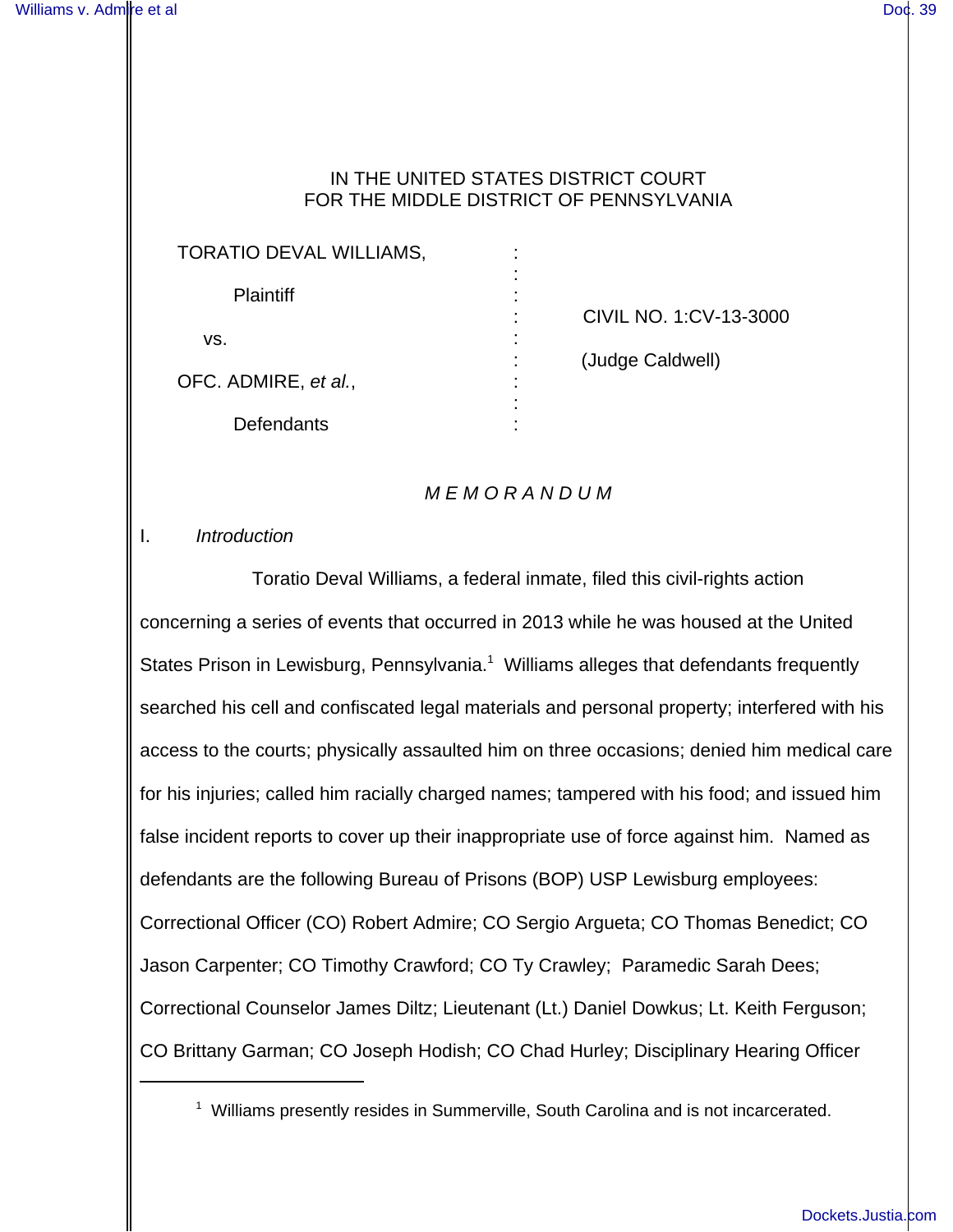IN THE UNITED STATES DISTRICT COURT
FOR THE MIDDLE DISTRICT OF PENNSYLVANIA

| | | |
|---|---|---|
| TORATIO DEVAL WILLIAMS, | : | |
| Plaintiff | : | CIVIL NO. 1:CV-13-3000 |
| vs. | : | (Judge Caldwell) |
| OFC. ADMIRE, *et al.*, | : | |
| Defendants | : | |

*M E M O R A N D U M*

I. *Introduction*

Toratio Deval Williams, a federal inmate, filed this civil-rights action concerning a series of events that occurred in 2013 while he was housed at the United States Prison in Lewisburg, Pennsylvania.[1] Williams alleges that defendants frequently searched his cell and confiscated legal materials and personal property; interfered with his access to the courts; physically assaulted him on three occasions; denied him medical care for his injuries; called him racially charged names; tampered with his food; and issued him false incident reports to cover up their inappropriate use of force against him. Named as defendants are the following Bureau of Prisons (BOP) USP Lewisburg employees: Correctional Officer (CO) Robert Admire; CO Sergio Argueta; CO Thomas Benedict; CO Jason Carpenter; CO Timothy Crawford; CO Ty Crawley; Paramedic Sarah Dees; Correctional Counselor James Diltz; Lieutenant (Lt.) Daniel Dowkus; Lt. Keith Ferguson; CO Brittany Garman; CO Joseph Hodish; CO Chad Hurley; Disciplinary Hearing Officer

[1] Williams presently resides in Summerville, South Carolina and is not incarcerated.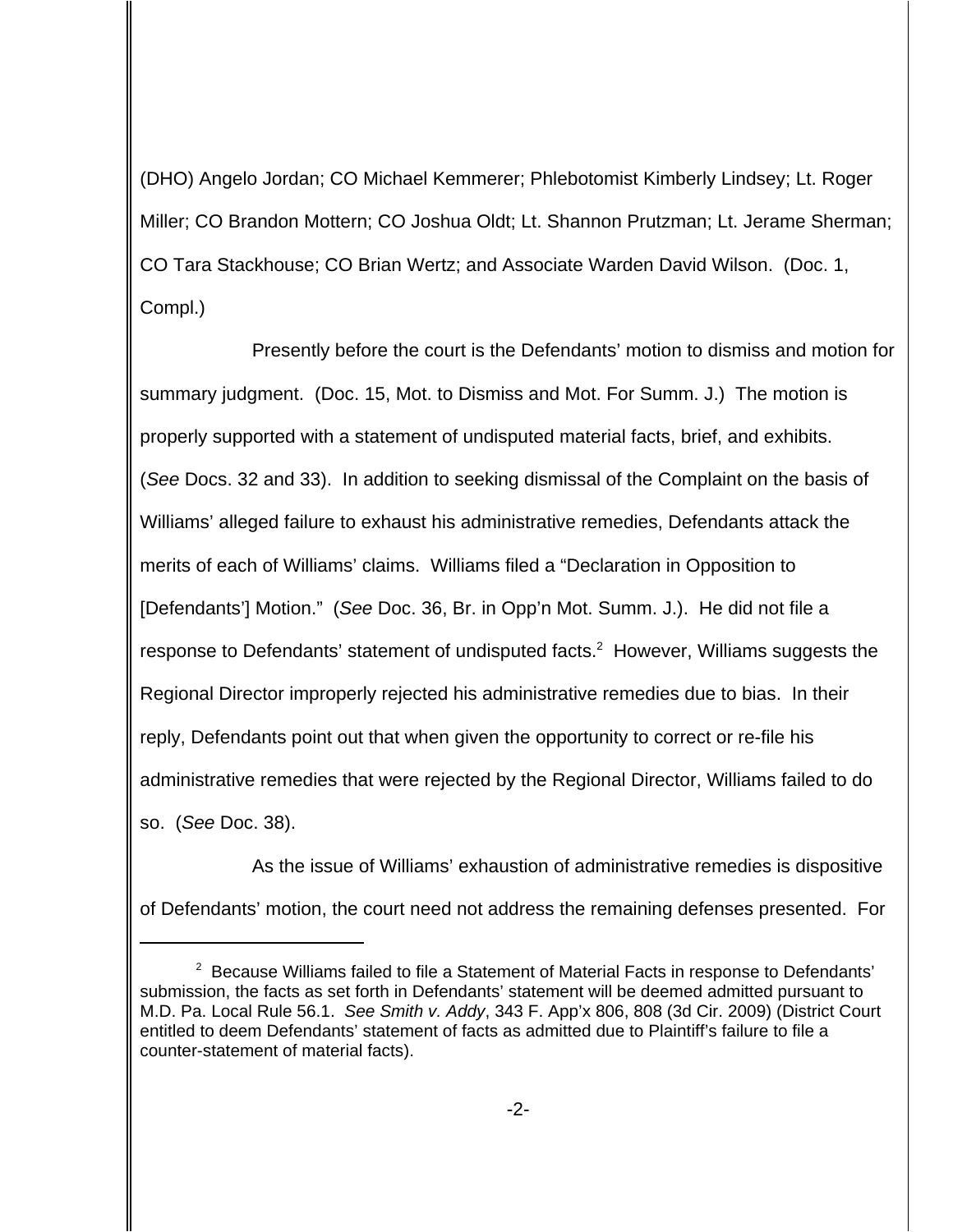(DHO) Angelo Jordan; CO Michael Kemmerer; Phlebotomist Kimberly Lindsey; Lt. Roger Miller; CO Brandon Mottern; CO Joshua Oldt; Lt. Shannon Prutzman; Lt. Jerame Sherman; CO Tara Stackhouse; CO Brian Wertz; and Associate Warden David Wilson. (Doc. 1, Compl.)

Presently before the court is the Defendants' motion to dismiss and motion for summary judgment. (Doc. 15, Mot. to Dismiss and Mot. For Summ. J.) The motion is properly supported with a statement of undisputed material facts, brief, and exhibits. (*See* Docs. 32 and 33). In addition to seeking dismissal of the Complaint on the basis of Williams' alleged failure to exhaust his administrative remedies, Defendants attack the merits of each of Williams' claims. Williams filed a "Declaration in Opposition to [Defendants'] Motion." (*See* Doc. 36, Br. in Opp'n Mot. Summ. J.). He did not file a response to Defendants' statement of undisputed facts.[2] However, Williams suggests the Regional Director improperly rejected his administrative remedies due to bias. In their reply, Defendants point out that when given the opportunity to correct or re-file his administrative remedies that were rejected by the Regional Director, Williams failed to do so. (*See* Doc. 38).

As the issue of Williams' exhaustion of administrative remedies is dispositive of Defendants' motion, the court need not address the remaining defenses presented. For

---

[2] Because Williams failed to file a Statement of Material Facts in response to Defendants' submission, the facts as set forth in Defendants' statement will be deemed admitted pursuant to M.D. Pa. Local Rule 56.1. *See Smith v. Addy*, 343 F. App'x 806, 808 (3d Cir. 2009) (District Court entitled to deem Defendants' statement of facts as admitted due to Plaintiff's failure to file a counter-statement of material facts).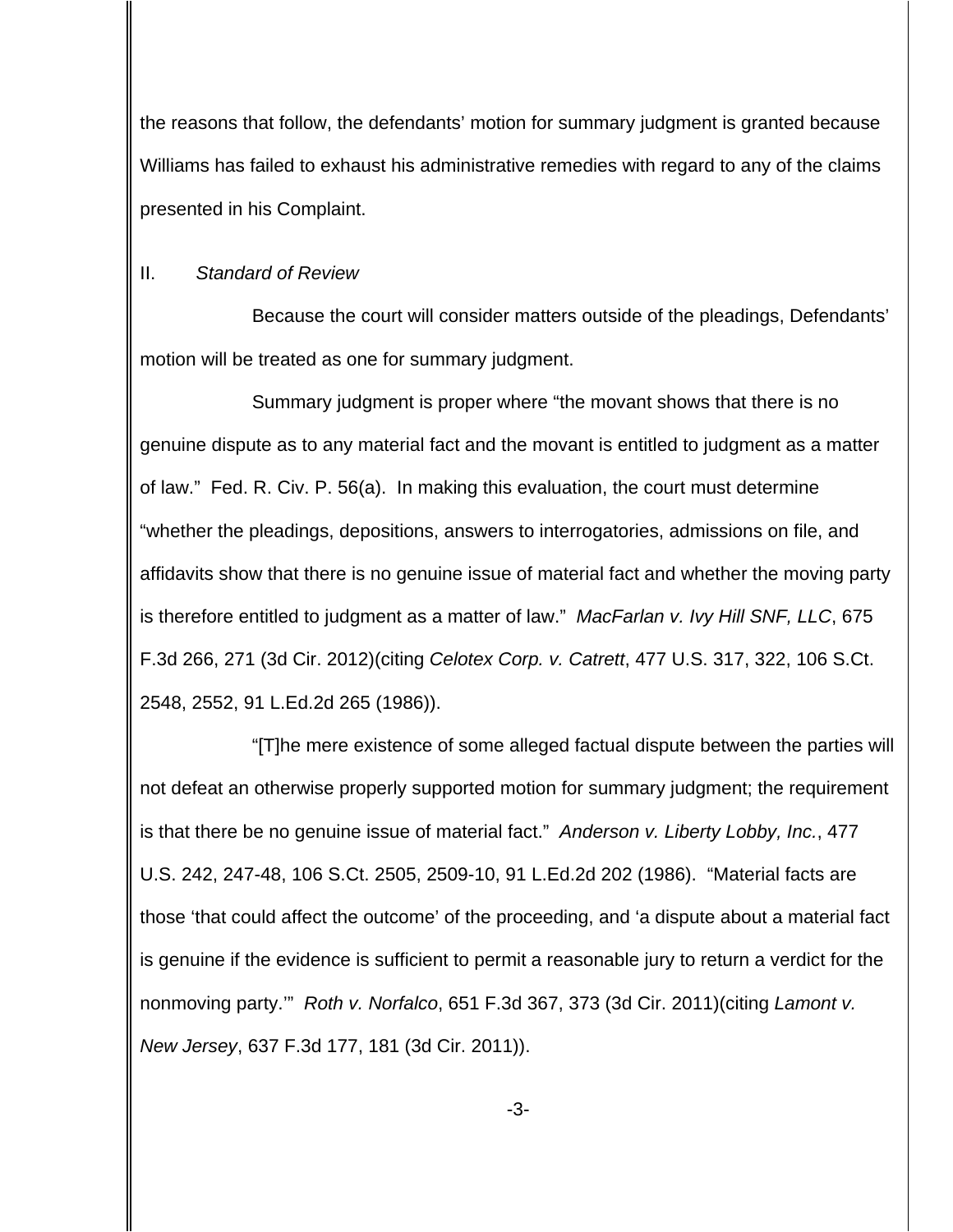the reasons that follow, the defendants' motion for summary judgment is granted because Williams has failed to exhaust his administrative remedies with regard to any of the claims presented in his Complaint.

## II. *Standard of Review*

Because the court will consider matters outside of the pleadings, Defendants' motion will be treated as one for summary judgment.

Summary judgment is proper where "the movant shows that there is no genuine dispute as to any material fact and the movant is entitled to judgment as a matter of law." Fed. R. Civ. P. 56(a). In making this evaluation, the court must determine "whether the pleadings, depositions, answers to interrogatories, admissions on file, and affidavits show that there is no genuine issue of material fact and whether the moving party is therefore entitled to judgment as a matter of law." *MacFarlan v. Ivy Hill SNF, LLC*, 675 F.3d 266, 271 (3d Cir. 2012)(citing *Celotex Corp. v. Catrett*, 477 U.S. 317, 322, 106 S.Ct. 2548, 2552, 91 L.Ed.2d 265 (1986)).

"[T]he mere existence of some alleged factual dispute between the parties will not defeat an otherwise properly supported motion for summary judgment; the requirement is that there be no genuine issue of material fact." *Anderson v. Liberty Lobby, Inc.*, 477 U.S. 242, 247-48, 106 S.Ct. 2505, 2509-10, 91 L.Ed.2d 202 (1986). "Material facts are those 'that could affect the outcome' of the proceeding, and 'a dispute about a material fact is genuine if the evidence is sufficient to permit a reasonable jury to return a verdict for the nonmoving party.'" *Roth v. Norfalco*, 651 F.3d 367, 373 (3d Cir. 2011)(citing *Lamont v. New Jersey*, 637 F.3d 177, 181 (3d Cir. 2011)).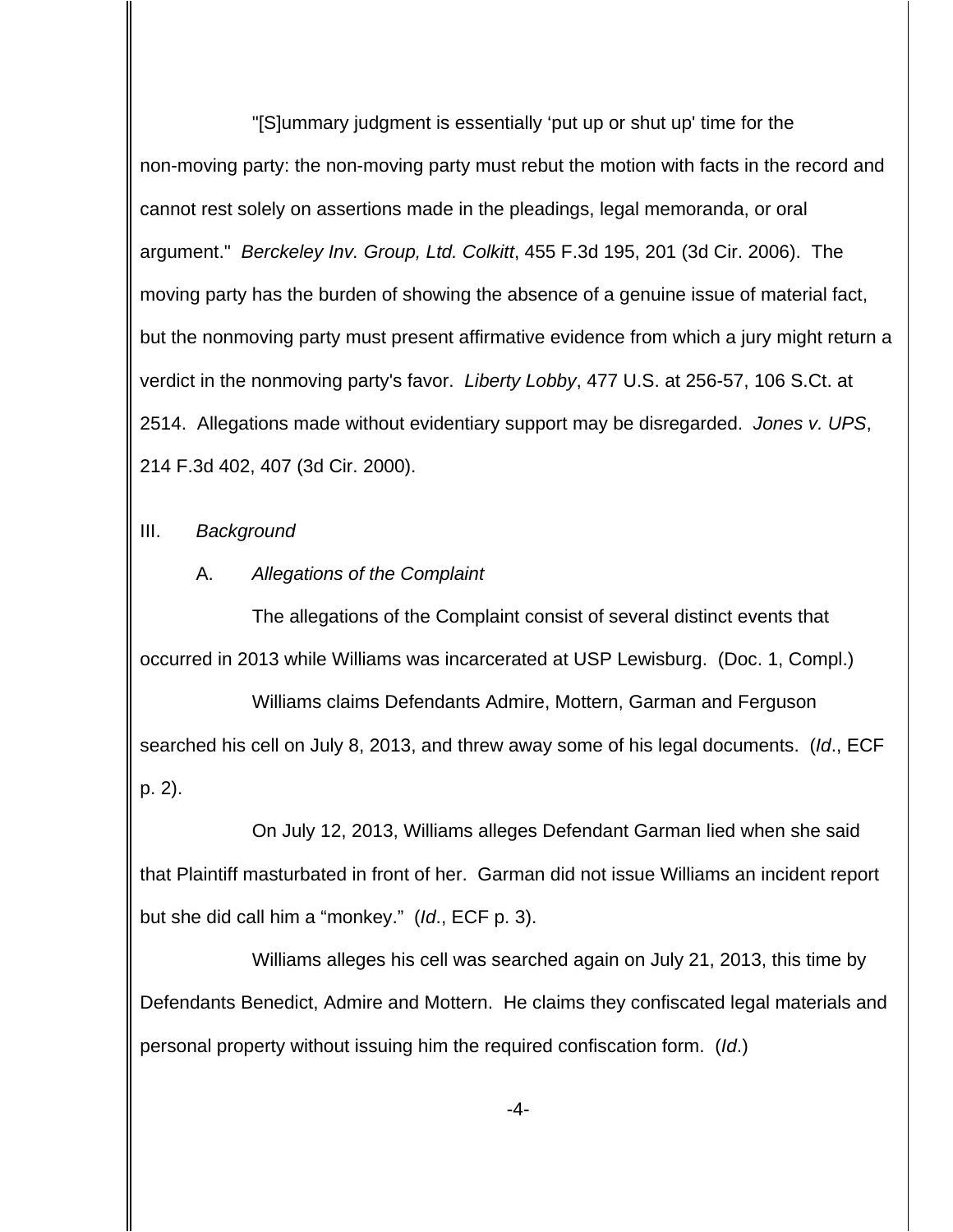"[S]ummary judgment is essentially 'put up or shut up' time for the non-moving party: the non-moving party must rebut the motion with facts in the record and cannot rest solely on assertions made in the pleadings, legal memoranda, or oral argument." *Berckeley Inv. Group, Ltd. Colkitt*, 455 F.3d 195, 201 (3d Cir. 2006). The moving party has the burden of showing the absence of a genuine issue of material fact, but the nonmoving party must present affirmative evidence from which a jury might return a verdict in the nonmoving party's favor. *Liberty Lobby*, 477 U.S. at 256-57, 106 S.Ct. at 2514. Allegations made without evidentiary support may be disregarded. *Jones v. UPS*, 214 F.3d 402, 407 (3d Cir. 2000).

## III. *Background*

### A. *Allegations of the Complaint*

The allegations of the Complaint consist of several distinct events that occurred in 2013 while Williams was incarcerated at USP Lewisburg. (Doc. 1, Compl.)

Williams claims Defendants Admire, Mottern, Garman and Ferguson searched his cell on July 8, 2013, and threw away some of his legal documents. (*Id*., ECF p. 2).

On July 12, 2013, Williams alleges Defendant Garman lied when she said that Plaintiff masturbated in front of her. Garman did not issue Williams an incident report but she did call him a "monkey." (*Id*., ECF p. 3).

Williams alleges his cell was searched again on July 21, 2013, this time by Defendants Benedict, Admire and Mottern. He claims they confiscated legal materials and personal property without issuing him the required confiscation form. (*Id*.)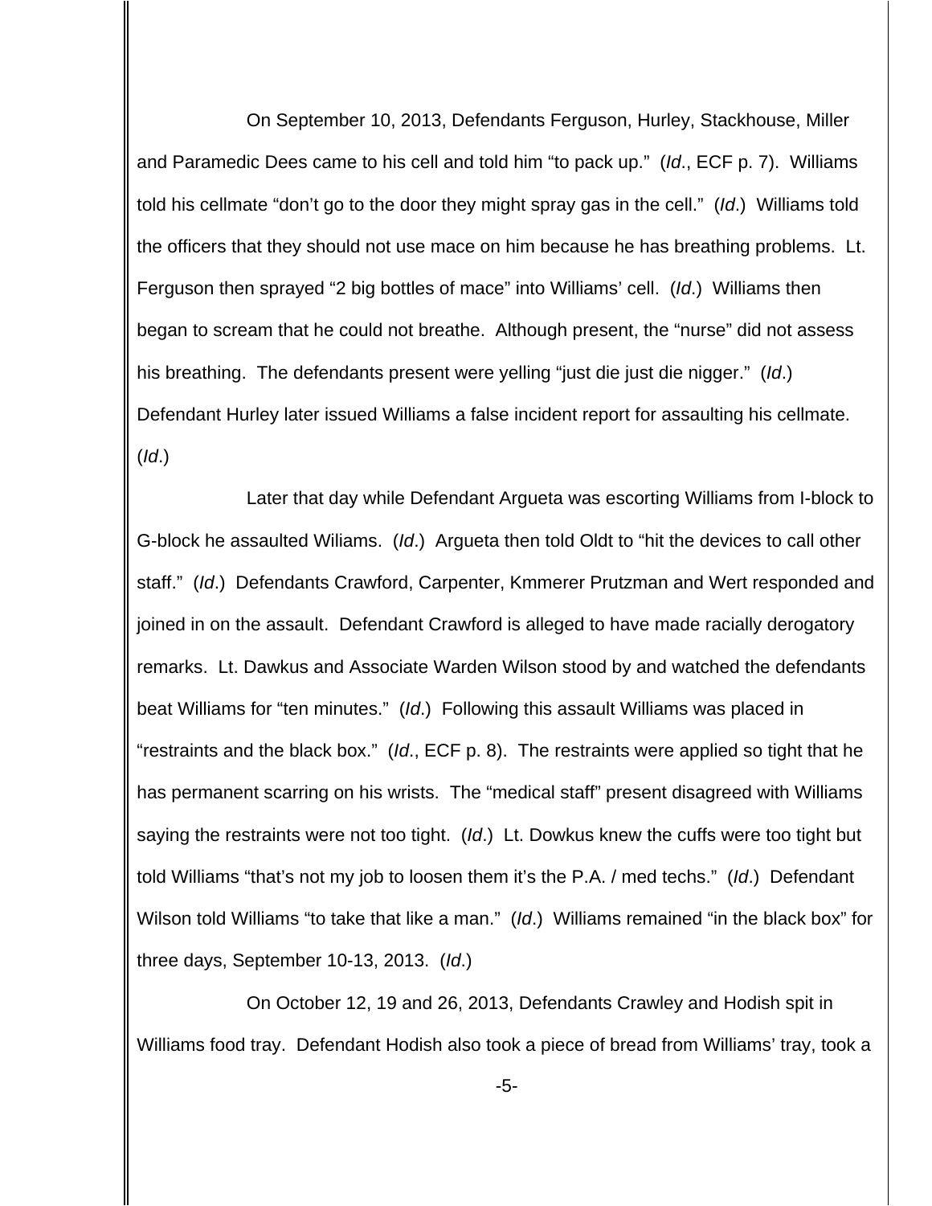On September 10, 2013, Defendants Ferguson, Hurley, Stackhouse, Miller and Paramedic Dees came to his cell and told him "to pack up." (*Id*., ECF p. 7). Williams told his cellmate "don't go to the door they might spray gas in the cell." (*Id*.) Williams told the officers that they should not use mace on him because he has breathing problems. Lt. Ferguson then sprayed "2 big bottles of mace" into Williams' cell. (*Id*.) Williams then began to scream that he could not breathe. Although present, the "nurse" did not assess his breathing. The defendants present were yelling "just die just die nigger." (*Id*.) Defendant Hurley later issued Williams a false incident report for assaulting his cellmate. (*Id*.)

Later that day while Defendant Argueta was escorting Williams from I-block to G-block he assaulted Wiliams. (*Id*.) Argueta then told Oldt to "hit the devices to call other staff." (*Id*.) Defendants Crawford, Carpenter, Kmmerer Prutzman and Wert responded and joined in on the assault. Defendant Crawford is alleged to have made racially derogatory remarks. Lt. Dawkus and Associate Warden Wilson stood by and watched the defendants beat Williams for "ten minutes." (*Id*.) Following this assault Williams was placed in "restraints and the black box." (*Id*., ECF p. 8). The restraints were applied so tight that he has permanent scarring on his wrists. The "medical staff" present disagreed with Williams saying the restraints were not too tight. (*Id*.) Lt. Dowkus knew the cuffs were too tight but told Williams "that's not my job to loosen them it's the P.A. / med techs." (*Id*.) Defendant Wilson told Williams "to take that like a man." (*Id*.) Williams remained "in the black box" for three days, September 10-13, 2013. (*Id*.)

On October 12, 19 and 26, 2013, Defendants Crawley and Hodish spit in Williams food tray. Defendant Hodish also took a piece of bread from Williams' tray, took a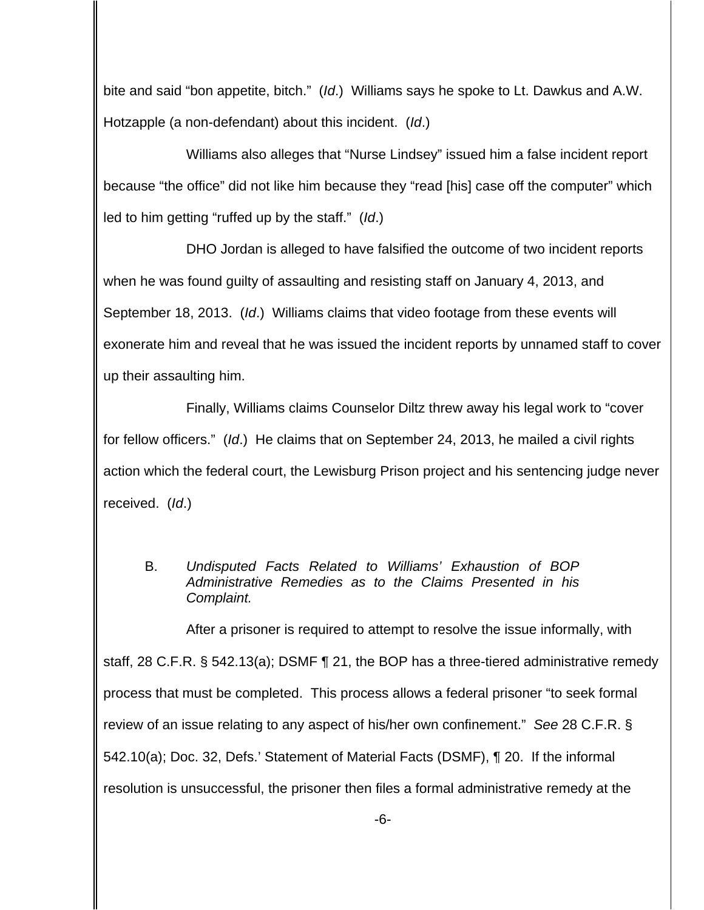bite and said "bon appetite, bitch." (*Id*.) Williams says he spoke to Lt. Dawkus and A.W. Hotzapple (a non-defendant) about this incident. (*Id*.)

Williams also alleges that "Nurse Lindsey" issued him a false incident report because "the office" did not like him because they "read [his] case off the computer" which led to him getting "ruffed up by the staff." (*Id*.)

DHO Jordan is alleged to have falsified the outcome of two incident reports when he was found guilty of assaulting and resisting staff on January 4, 2013, and September 18, 2013. (*Id*.) Williams claims that video footage from these events will exonerate him and reveal that he was issued the incident reports by unnamed staff to cover up their assaulting him.

Finally, Williams claims Counselor Diltz threw away his legal work to "cover for fellow officers." (*Id*.) He claims that on September 24, 2013, he mailed a civil rights action which the federal court, the Lewisburg Prison project and his sentencing judge never received. (*Id*.)

### B. *Undisputed Facts Related to Williams' Exhaustion of BOP Administrative Remedies as to the Claims Presented in his Complaint.*

After a prisoner is required to attempt to resolve the issue informally, with staff, 28 C.F.R. § 542.13(a); DSMF ¶ 21, the BOP has a three-tiered administrative remedy process that must be completed. This process allows a federal prisoner "to seek formal review of an issue relating to any aspect of his/her own confinement." *See* 28 C.F.R. § 542.10(a); Doc. 32, Defs.' Statement of Material Facts (DSMF), ¶ 20. If the informal resolution is unsuccessful, the prisoner then files a formal administrative remedy at the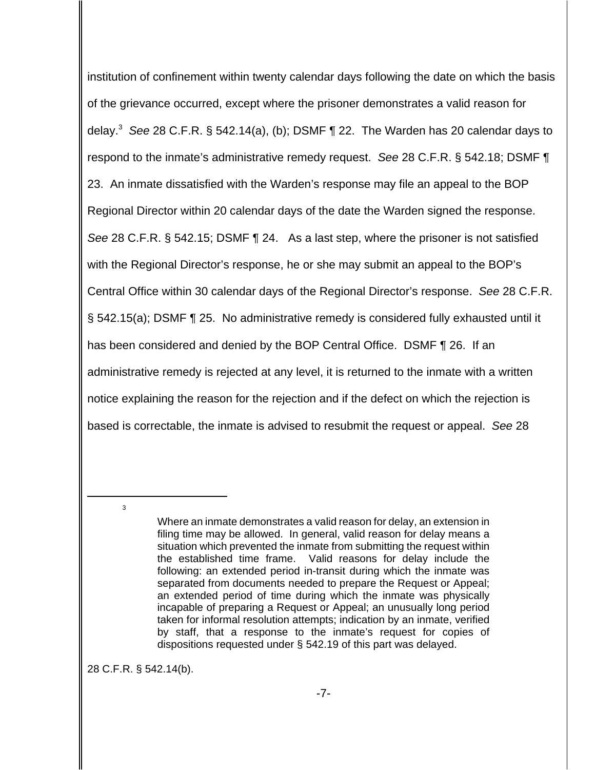institution of confinement within twenty calendar days following the date on which the basis of the grievance occurred, except where the prisoner demonstrates a valid reason for delay.[3] *See* 28 C.F.R. § 542.14(a), (b); DSMF ¶ 22. The Warden has 20 calendar days to respond to the inmate's administrative remedy request. *See* 28 C.F.R. § 542.18; DSMF ¶ 23. An inmate dissatisfied with the Warden's response may file an appeal to the BOP Regional Director within 20 calendar days of the date the Warden signed the response. *See* 28 C.F.R. § 542.15; DSMF ¶ 24. As a last step, where the prisoner is not satisfied with the Regional Director's response, he or she may submit an appeal to the BOP's Central Office within 30 calendar days of the Regional Director's response. *See* 28 C.F.R. § 542.15(a); DSMF ¶ 25. No administrative remedy is considered fully exhausted until it has been considered and denied by the BOP Central Office. DSMF ¶ 26. If an administrative remedy is rejected at any level, it is returned to the inmate with a written notice explaining the reason for the rejection and if the defect on which the rejection is based is correctable, the inmate is advised to resubmit the request or appeal. *See* 28

---

[3]

> Where an inmate demonstrates a valid reason for delay, an extension in filing time may be allowed. In general, valid reason for delay means a situation which prevented the inmate from submitting the request within the established time frame. Valid reasons for delay include the following: an extended period in-transit during which the inmate was separated from documents needed to prepare the Request or Appeal; an extended period of time during which the inmate was physically incapable of preparing a Request or Appeal; an unusually long period taken for informal resolution attempts; indication by an inmate, verified by staff, that a response to the inmate's request for copies of dispositions requested under § 542.19 of this part was delayed.

28 C.F.R. § 542.14(b).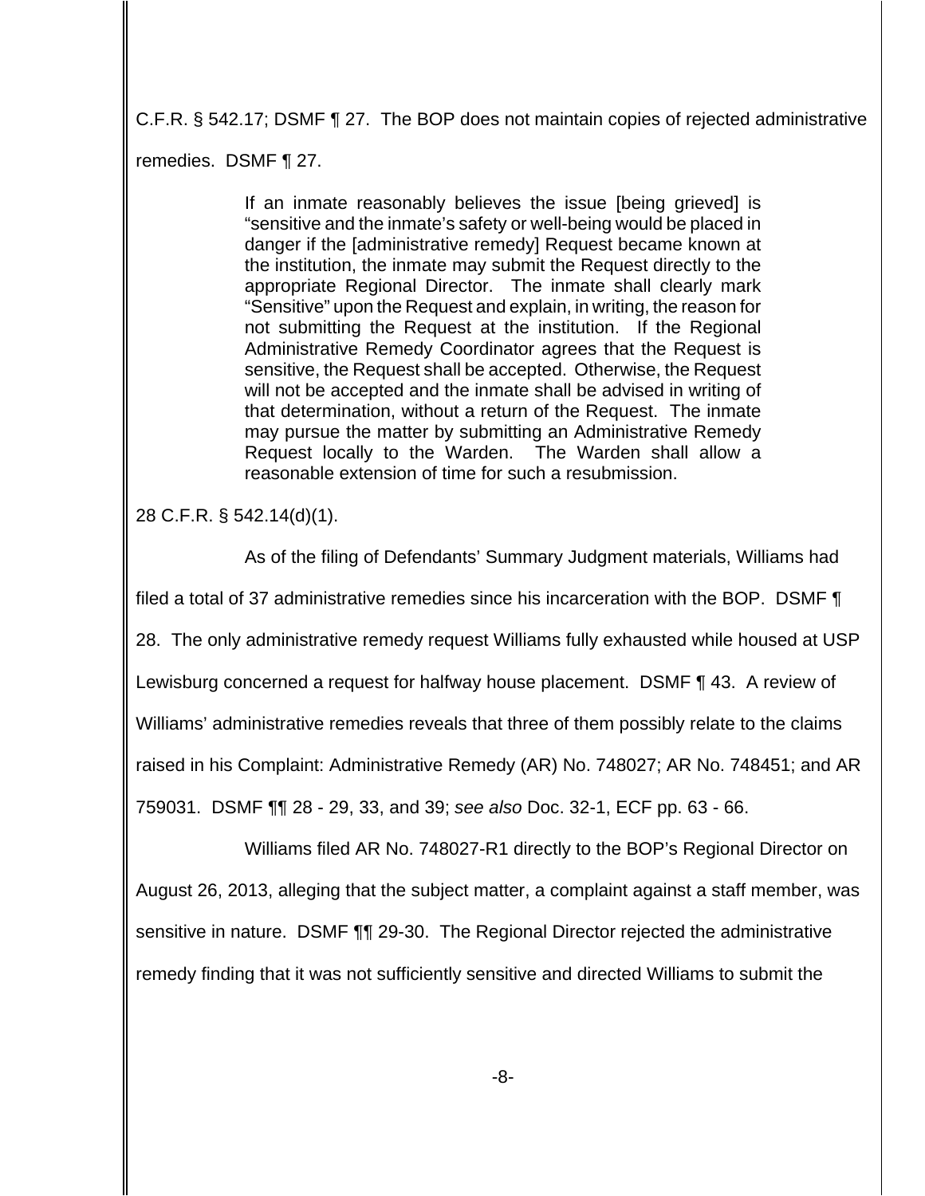C.F.R. § 542.17; DSMF ¶ 27. The BOP does not maintain copies of rejected administrative remedies. DSMF ¶ 27.

> If an inmate reasonably believes the issue [being grieved] is "sensitive and the inmate's safety or well-being would be placed in danger if the [administrative remedy] Request became known at the institution, the inmate may submit the Request directly to the appropriate Regional Director. The inmate shall clearly mark "Sensitive" upon the Request and explain, in writing, the reason for not submitting the Request at the institution. If the Regional Administrative Remedy Coordinator agrees that the Request is sensitive, the Request shall be accepted. Otherwise, the Request will not be accepted and the inmate shall be advised in writing of that determination, without a return of the Request. The inmate may pursue the matter by submitting an Administrative Remedy Request locally to the Warden. The Warden shall allow a reasonable extension of time for such a resubmission.

28 C.F.R. § 542.14(d)(1).

As of the filing of Defendants' Summary Judgment materials, Williams had filed a total of 37 administrative remedies since his incarceration with the BOP. DSMF ¶ 28. The only administrative remedy request Williams fully exhausted while housed at USP Lewisburg concerned a request for halfway house placement. DSMF ¶ 43. A review of Williams' administrative remedies reveals that three of them possibly relate to the claims raised in his Complaint: Administrative Remedy (AR) No. 748027; AR No. 748451; and AR 759031. DSMF ¶¶ 28 - 29, 33, and 39; *see also* Doc. 32-1, ECF pp. 63 - 66.

Williams filed AR No. 748027-R1 directly to the BOP's Regional Director on August 26, 2013, alleging that the subject matter, a complaint against a staff member, was sensitive in nature. DSMF ¶¶ 29-30. The Regional Director rejected the administrative remedy finding that it was not sufficiently sensitive and directed Williams to submit the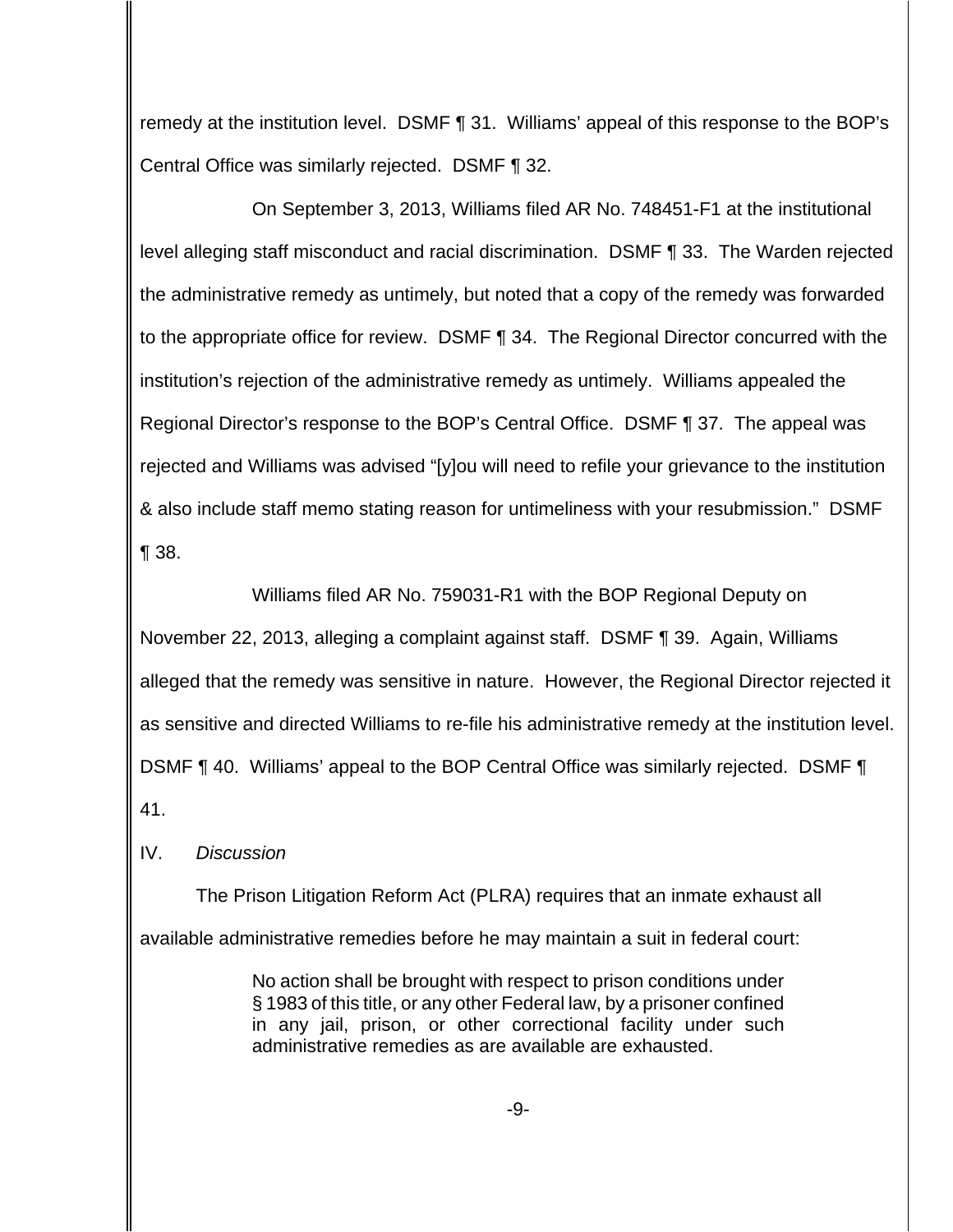remedy at the institution level. DSMF ¶ 31. Williams' appeal of this response to the BOP's Central Office was similarly rejected. DSMF ¶ 32.

On September 3, 2013, Williams filed AR No. 748451-F1 at the institutional level alleging staff misconduct and racial discrimination. DSMF ¶ 33. The Warden rejected the administrative remedy as untimely, but noted that a copy of the remedy was forwarded to the appropriate office for review. DSMF ¶ 34. The Regional Director concurred with the institution's rejection of the administrative remedy as untimely. Williams appealed the Regional Director's response to the BOP's Central Office. DSMF ¶ 37. The appeal was rejected and Williams was advised "[y]ou will need to refile your grievance to the institution & also include staff memo stating reason for untimeliness with your resubmission." DSMF ¶ 38.

Williams filed AR No. 759031-R1 with the BOP Regional Deputy on November 22, 2013, alleging a complaint against staff. DSMF ¶ 39. Again, Williams alleged that the remedy was sensitive in nature. However, the Regional Director rejected it as sensitive and directed Williams to re-file his administrative remedy at the institution level. DSMF ¶ 40. Williams' appeal to the BOP Central Office was similarly rejected. DSMF ¶ 41.

## IV. *Discussion*

The Prison Litigation Reform Act (PLRA) requires that an inmate exhaust all available administrative remedies before he may maintain a suit in federal court:

> No action shall be brought with respect to prison conditions under § 1983 of this title, or any other Federal law, by a prisoner confined in any jail, prison, or other correctional facility under such administrative remedies as are available are exhausted.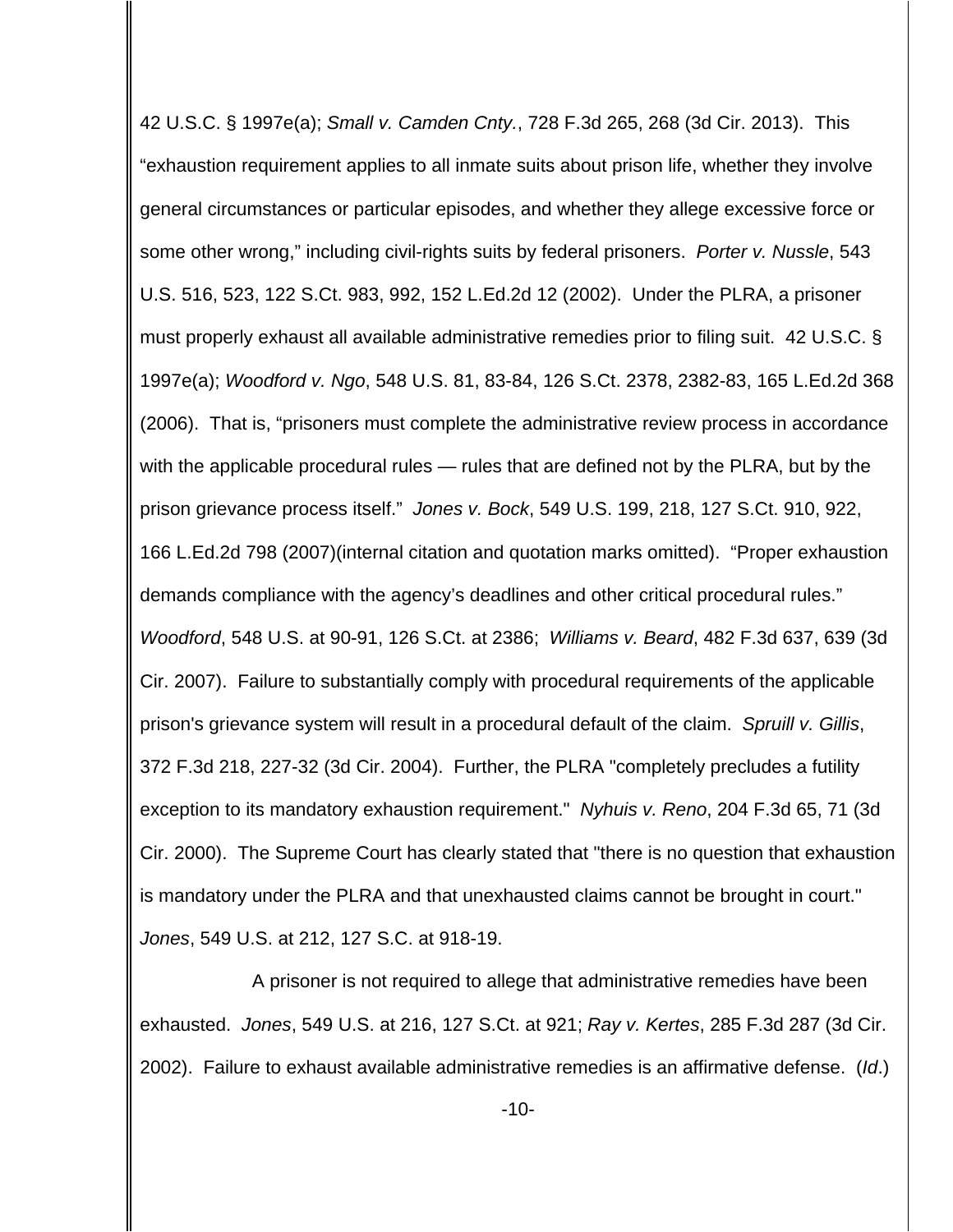42 U.S.C. § 1997e(a); *Small v. Camden Cnty.*, 728 F.3d 265, 268 (3d Cir. 2013). This "exhaustion requirement applies to all inmate suits about prison life, whether they involve general circumstances or particular episodes, and whether they allege excessive force or some other wrong," including civil-rights suits by federal prisoners. *Porter v. Nussle*, 543 U.S. 516, 523, 122 S.Ct. 983, 992, 152 L.Ed.2d 12 (2002). Under the PLRA, a prisoner must properly exhaust all available administrative remedies prior to filing suit. 42 U.S.C. § 1997e(a); *Woodford v. Ngo*, 548 U.S. 81, 83-84, 126 S.Ct. 2378, 2382-83, 165 L.Ed.2d 368 (2006). That is, "prisoners must complete the administrative review process in accordance with the applicable procedural rules — rules that are defined not by the PLRA, but by the prison grievance process itself." *Jones v. Bock*, 549 U.S. 199, 218, 127 S.Ct. 910, 922, 166 L.Ed.2d 798 (2007)(internal citation and quotation marks omitted). "Proper exhaustion demands compliance with the agency's deadlines and other critical procedural rules." *Woodford*, 548 U.S. at 90-91, 126 S.Ct. at 2386; *Williams v. Beard*, 482 F.3d 637, 639 (3d Cir. 2007). Failure to substantially comply with procedural requirements of the applicable prison's grievance system will result in a procedural default of the claim. *Spruill v. Gillis*, 372 F.3d 218, 227-32 (3d Cir. 2004). Further, the PLRA "completely precludes a futility exception to its mandatory exhaustion requirement." *Nyhuis v. Reno*, 204 F.3d 65, 71 (3d Cir. 2000). The Supreme Court has clearly stated that "there is no question that exhaustion is mandatory under the PLRA and that unexhausted claims cannot be brought in court." *Jones*, 549 U.S. at 212, 127 S.C. at 918-19.

A prisoner is not required to allege that administrative remedies have been exhausted. *Jones*, 549 U.S. at 216, 127 S.Ct. at 921; *Ray v. Kertes*, 285 F.3d 287 (3d Cir. 2002). Failure to exhaust available administrative remedies is an affirmative defense. (*Id*.)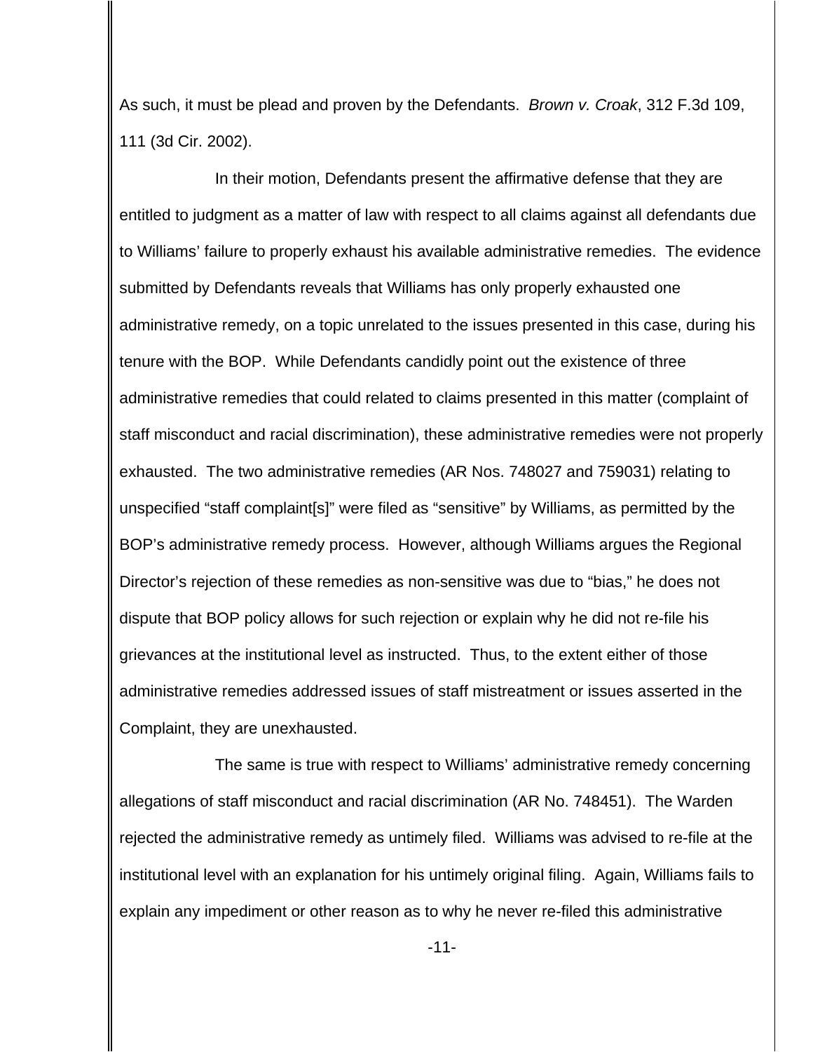As such, it must be plead and proven by the Defendants. *Brown v. Croak*, 312 F.3d 109, 111 (3d Cir. 2002).

In their motion, Defendants present the affirmative defense that they are entitled to judgment as a matter of law with respect to all claims against all defendants due to Williams' failure to properly exhaust his available administrative remedies. The evidence submitted by Defendants reveals that Williams has only properly exhausted one administrative remedy, on a topic unrelated to the issues presented in this case, during his tenure with the BOP. While Defendants candidly point out the existence of three administrative remedies that could related to claims presented in this matter (complaint of staff misconduct and racial discrimination), these administrative remedies were not properly exhausted. The two administrative remedies (AR Nos. 748027 and 759031) relating to unspecified "staff complaint[s]" were filed as "sensitive" by Williams, as permitted by the BOP's administrative remedy process. However, although Williams argues the Regional Director's rejection of these remedies as non-sensitive was due to "bias," he does not dispute that BOP policy allows for such rejection or explain why he did not re-file his grievances at the institutional level as instructed. Thus, to the extent either of those administrative remedies addressed issues of staff mistreatment or issues asserted in the Complaint, they are unexhausted.

The same is true with respect to Williams' administrative remedy concerning allegations of staff misconduct and racial discrimination (AR No. 748451). The Warden rejected the administrative remedy as untimely filed. Williams was advised to re-file at the institutional level with an explanation for his untimely original filing. Again, Williams fails to explain any impediment or other reason as to why he never re-filed this administrative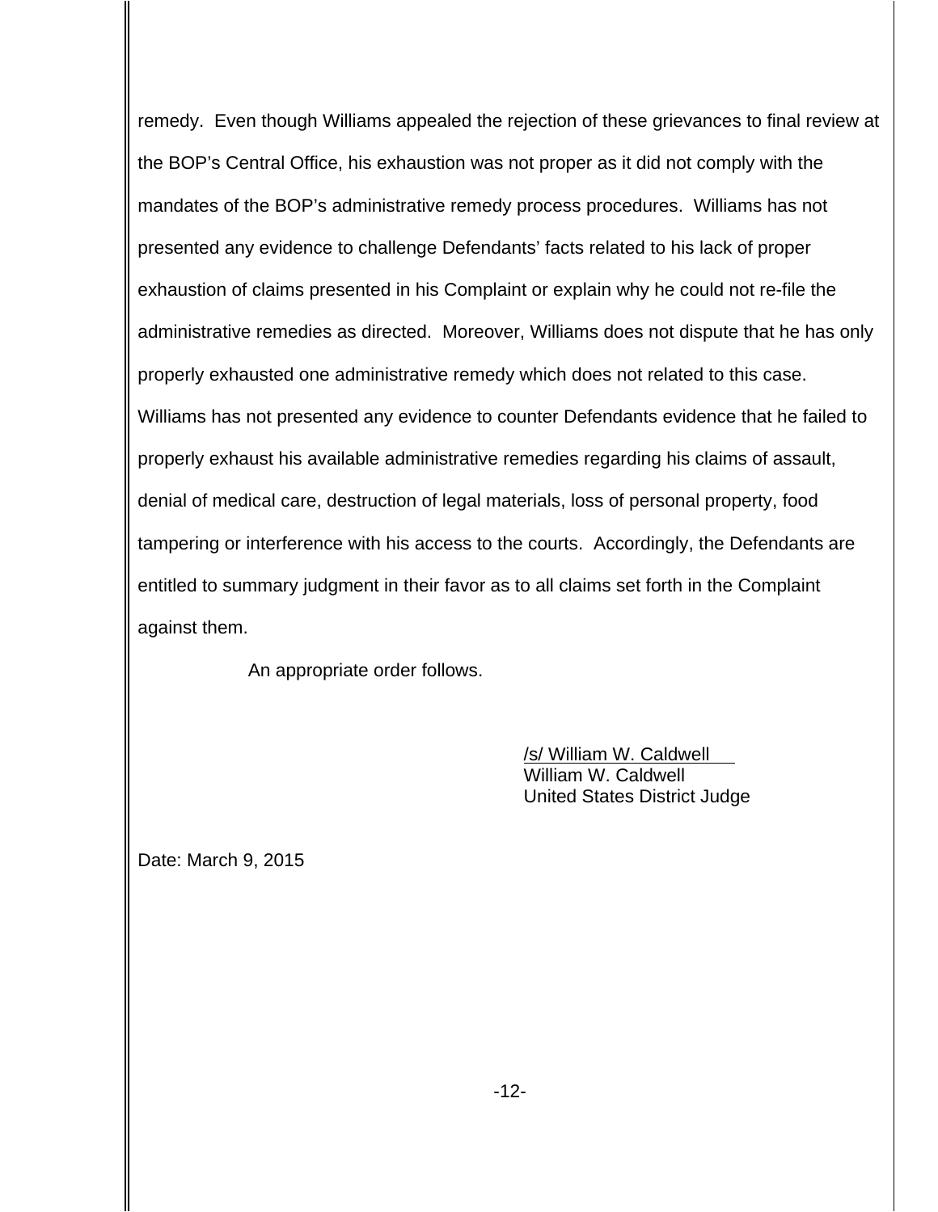remedy. Even though Williams appealed the rejection of these grievances to final review at the BOP's Central Office, his exhaustion was not proper as it did not comply with the mandates of the BOP's administrative remedy process procedures. Williams has not presented any evidence to challenge Defendants' facts related to his lack of proper exhaustion of claims presented in his Complaint or explain why he could not re-file the administrative remedies as directed. Moreover, Williams does not dispute that he has only properly exhausted one administrative remedy which does not related to this case. Williams has not presented any evidence to counter Defendants evidence that he failed to properly exhaust his available administrative remedies regarding his claims of assault, denial of medical care, destruction of legal materials, loss of personal property, food tampering or interference with his access to the courts. Accordingly, the Defendants are entitled to summary judgment in their favor as to all claims set forth in the Complaint against them.

An appropriate order follows.

/s/ William W. Caldwell
William W. Caldwell
United States District Judge

Date: March 9, 2015